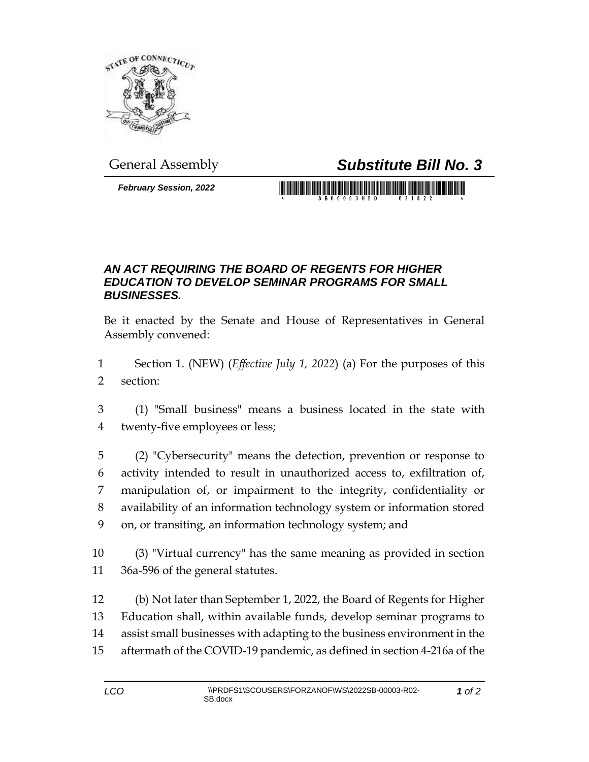General Assembly

# *Substitute Bill No. 3*

***February Session, 2022***

## *AN ACT REQUIRING THE BOARD OF REGENTS FOR HIGHER EDUCATION TO DEVELOP SEMINAR PROGRAMS FOR SMALL BUSINESSES.*

Be it enacted by the Senate and House of Representatives in General Assembly convened:

1 Section 1. (NEW) (*Effective July 1, 2022*) (a) For the purposes of this
2 section:

3 (1) "Small business" means a business located in the state with
4 twenty-five employees or less;

5 (2) "Cybersecurity" means the detection, prevention or response to
6 activity intended to result in unauthorized access to, exfiltration of,
7 manipulation of, or impairment to the integrity, confidentiality or
8 availability of an information technology system or information stored
9 on, or transiting, an information technology system; and

10 (3) "Virtual currency" has the same meaning as provided in section
11 36a-596 of the general statutes.

12 (b) Not later than September 1, 2022, the Board of Regents for Higher
13 Education shall, within available funds, develop seminar programs to
14 assist small businesses with adapting to the business environment in the
15 aftermath of the COVID-19 pandemic, as defined in section 4-216a of the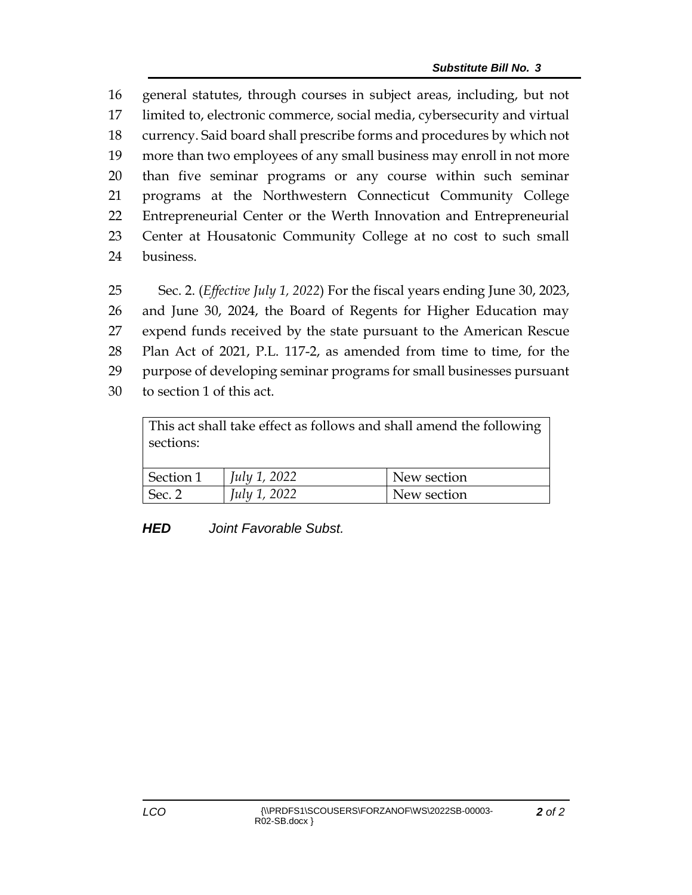general statutes, through courses in subject areas, including, but not limited to, electronic commerce, social media, cybersecurity and virtual currency. Said board shall prescribe forms and procedures by which not more than two employees of any small business may enroll in not more than five seminar programs or any course within such seminar programs at the Northwestern Connecticut Community College Entrepreneurial Center or the Werth Innovation and Entrepreneurial Center at Housatonic Community College at no cost to such small business.

Sec. 2. (*Effective July 1, 2022*) For the fiscal years ending June 30, 2023, and June 30, 2024, the Board of Regents for Higher Education may expend funds received by the state pursuant to the American Rescue Plan Act of 2021, P.L. 117-2, as amended from time to time, for the purpose of developing seminar programs for small businesses pursuant to section 1 of this act.

| This act shall take effect as follows and shall amend the following sections: | | |
|---|---|---|
| Section 1 | *July 1, 2022* | New section |
| Sec. 2 | *July 1, 2022* | New section |

***HED*** *Joint Favorable Subst.*